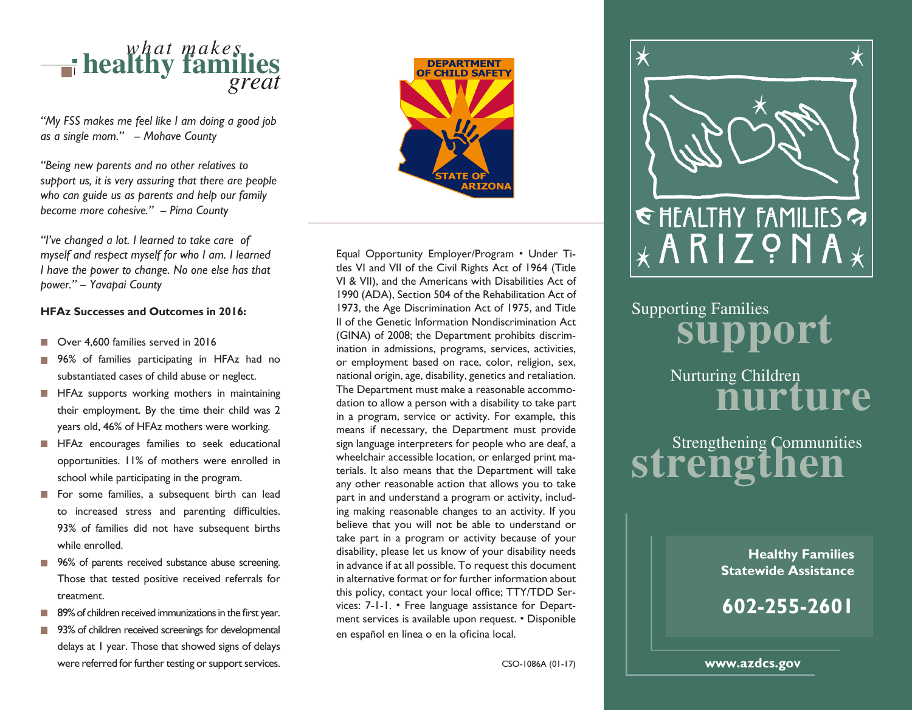# *what makes* **healthy families** *great*

*"My FSS makes me feel like I am doing a good job as a single mom." – Mohave County*

*"Being new parents and no other relatives to support us, it is very assuring that there are people who can guide us as parents and help our family become more cohesive." – Pima County*

*"I've changed a lot. I learned to take care of myself and respect myself for who I am. I learned I have the power to change. No one else has that power." – Yavapai County*

**HFAz Successes and Outcomes in 2016:**

- Over 4,600 families served in 2016
- 96% of families participating in HFAz had no substantiated cases of child abuse or neglect.
- HFAz supports working mothers in maintaining their employment. By the time their child was 2 years old, 46% of HFAz mothers were working.
- HFAz encourages families to seek educational opportunities. 11% of mothers were enrolled in school while participating in the program.
- For some families, a subsequent birth can lead to increased stress and parenting difficulties. 93% of families did not have subsequent births while enrolled.
- 96% of parents received substance abuse screening. Those that tested positive received referrals for treatment.
- 89% of children received immunizations in the first year.
- 93% of children received screenings for developmental delays at 1 year. Those that showed signs of delays were referred for further testing or support services.

DEPARTMENT OF CHILD SAFETY
STATE OF ARIZONA

Equal Opportunity Employer/Program • Under Titles VI and VII of the Civil Rights Act of 1964 (Title VI & VII), and the Americans with Disabilities Act of 1990 (ADA), Section 504 of the Rehabilitation Act of 1973, the Age Discrimination Act of 1975, and Title II of the Genetic Information Nondiscrimination Act (GINA) of 2008; the Department prohibits discrimination in admissions, programs, services, activities, or employment based on race, color, religion, sex, national origin, age, disability, genetics and retaliation. The Department must make a reasonable accommodation to allow a person with a disability to take part in a program, service or activity. For example, this means if necessary, the Department must provide sign language interpreters for people who are deaf, a wheelchair accessible location, or enlarged print materials. It also means that the Department will take any other reasonable action that allows you to take part in and understand a program or activity, including making reasonable changes to an activity. If you believe that you will not be able to understand or take part in a program or activity because of your disability, please let us know of your disability needs in advance if at all possible. To request this document in alternative format or for further information about this policy, contact your local office; TTY/TDD Services: 7-1-1. • Free language assistance for Department services is available upon request. • Disponible en español en línea o en la oficina local.

CSO-1086A (01-17)

# HEALTHY FAMILIES ARIZONA

Supporting Families
**support**

Nurturing Children
**nurture**

Strengthening Communities
**strengthen**

**Healthy Families Statewide Assistance**

**602-255-2601**

**www.azdcs.gov**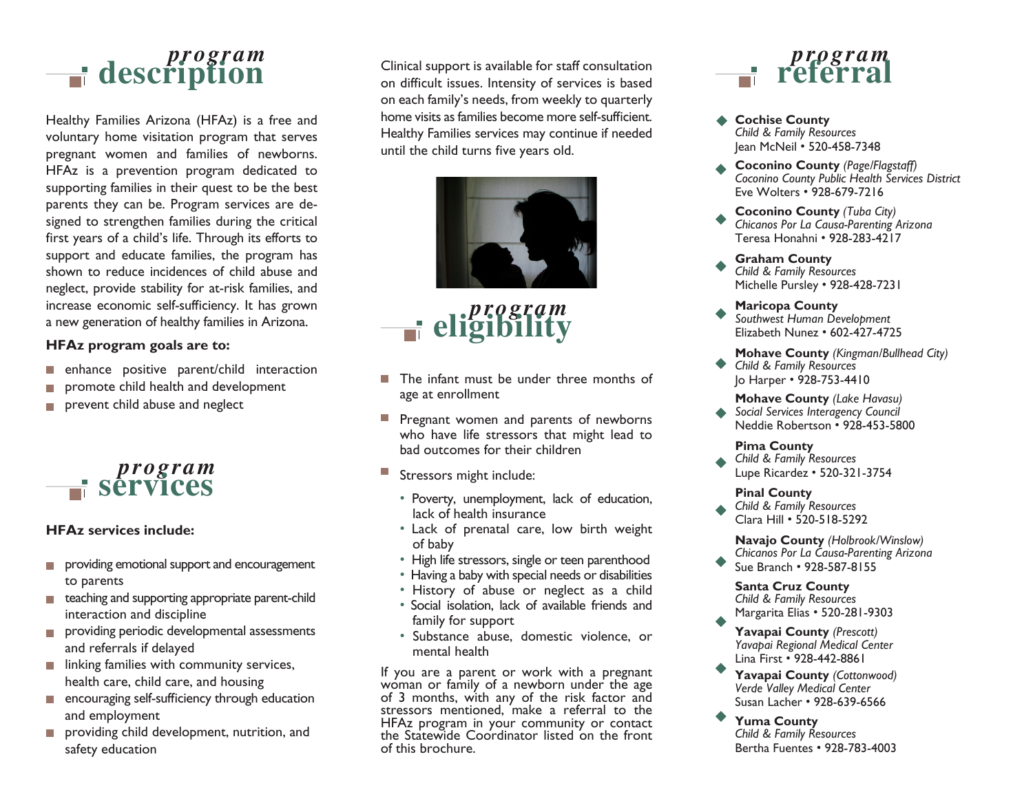## program description

Healthy Families Arizona (HFAz) is a free and voluntary home visitation program that serves pregnant women and families of newborns. HFAz is a prevention program dedicated to supporting families in their quest to be the best parents they can be. Program services are designed to strengthen families during the critical first years of a child's life. Through its efforts to support and educate families, the program has shown to reduce incidences of child abuse and neglect, provide stability for at-risk families, and increase economic self-sufficiency. It has grown a new generation of healthy families in Arizona.

**HFAz program goals are to:**

- enhance positive parent/child interaction
- promote child health and development
- prevent child abuse and neglect

## program services

**HFAz services include:**

- providing emotional support and encouragement to parents
- teaching and supporting appropriate parent-child interaction and discipline
- providing periodic developmental assessments and referrals if delayed
- linking families with community services, health care, child care, and housing
- encouraging self-sufficiency through education and employment
- providing child development, nutrition, and safety education

Clinical support is available for staff consultation on difficult issues. Intensity of services is based on each family's needs, from weekly to quarterly home visits as families become more self-sufficient. Healthy Families services may continue if needed until the child turns five years old.

## program eligibility

- The infant must be under three months of age at enrollment
- Pregnant women and parents of newborns who have life stressors that might lead to bad outcomes for their children
- Stressors might include:
  - Poverty, unemployment, lack of education, lack of health insurance
  - Lack of prenatal care, low birth weight of baby
  - High life stressors, single or teen parenthood
  - Having a baby with special needs or disabilities
  - History of abuse or neglect as a child
  - Social isolation, lack of available friends and family for support
  - Substance abuse, domestic violence, or mental health

If you are a parent or work with a pregnant woman or family of a newborn under the age of 3 months, with any of the risk factor and stressors mentioned, make a referral to the HFAz program in your community or contact the Statewide Coordinator listed on the front of this brochure.

## program referral

- **Cochise County**
  *Child & Family Resources*
  Jean McNeil • 520-458-7348
- **Coconino County** *(Page/Flagstaff)*
  *Coconino County Public Health Services District*
  Eve Wolters • 928-679-7216
- **Coconino County** *(Tuba City)*
  *Chicanos Por La Causa-Parenting Arizona*
  Teresa Honahni • 928-283-4217
- **Graham County**
  *Child & Family Resources*
  Michelle Pursley • 928-428-7231
- **Maricopa County**
  *Southwest Human Development*
  Elizabeth Nunez • 602-427-4725
- **Mohave County** *(Kingman/Bullhead City)*
  *Child & Family Resources*
  Jo Harper • 928-753-4410
- **Mohave County** *(Lake Havasu)*
  *Social Services Interagency Council*
  Neddie Robertson • 928-453-5800
- **Pima County**
  *Child & Family Resources*
  Lupe Ricardez • 520-321-3754
- **Pinal County**
  *Child & Family Resources*
  Clara Hill • 520-518-5292
- **Navajo County** *(Holbrook/Winslow)*
  *Chicanos Por La Causa-Parenting Arizona*
  Sue Branch • 928-587-8155
- **Santa Cruz County**
  *Child & Family Resources*
  Margarita Elias • 520-281-9303
- **Yavapai County** *(Prescott)*
  *Yavapai Regional Medical Center*
  Lina First • 928-442-8861
- **Yavapai County** *(Cottonwood)*
  *Verde Valley Medical Center*
  Susan Lacher • 928-639-6566
- **Yuma County**
  *Child & Family Resources*
  Bertha Fuentes • 928-783-4003